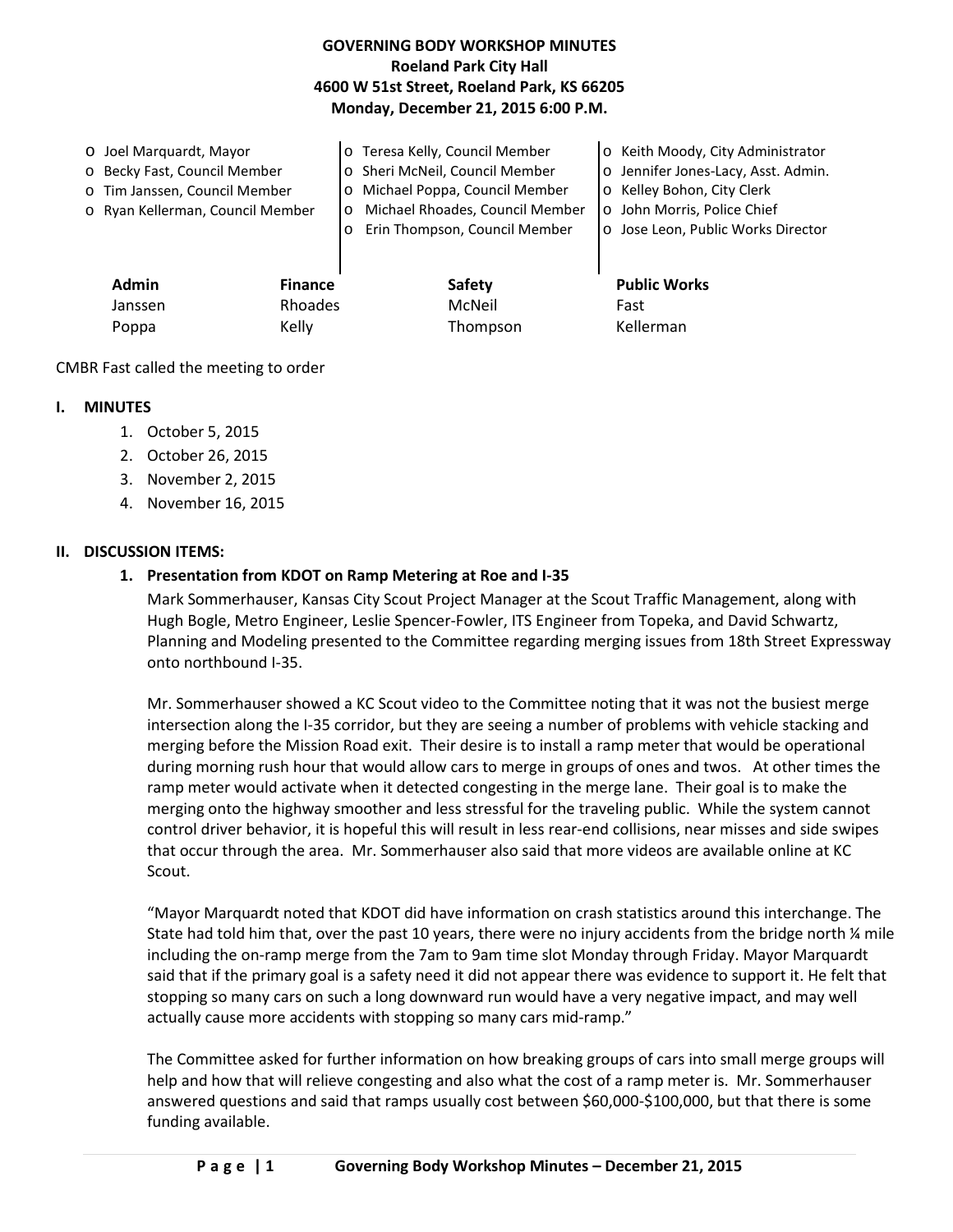# GOVERNING BODY WORKSHOP MINUTES
**Roeland Park City Hall**
**4600 W 51st Street, Roeland Park, KS 66205**
**Monday, December 21, 2015 6:00 P.M.**

- o Joel Marquardt, Mayor
- o Becky Fast, Council Member
- o Tim Janssen, Council Member
- o Ryan Kellerman, Council Member
- o Teresa Kelly, Council Member
- o Sheri McNeil, Council Member
- o Michael Poppa, Council Member
- o Michael Rhoades, Council Member
- o Erin Thompson, Council Member
- o Keith Moody, City Administrator
- o Jennifer Jones-Lacy, Asst. Admin.
- o Kelley Bohon, City Clerk
- o John Morris, Police Chief
- o Jose Leon, Public Works Director

| Admin | Finance | Safety | Public Works |
|---|---|---|---|
| Janssen | Rhoades | McNeil | Fast |
| Poppa | Kelly | Thompson | Kellerman |

CMBR Fast called the meeting to order

## I. MINUTES

1. October 5, 2015
2. October 26, 2015
3. November 2, 2015
4. November 16, 2015

## II. DISCUSSION ITEMS:

### 1. Presentation from KDOT on Ramp Metering at Roe and I-35

Mark Sommerhauser, Kansas City Scout Project Manager at the Scout Traffic Management, along with Hugh Bogle, Metro Engineer, Leslie Spencer-Fowler, ITS Engineer from Topeka, and David Schwartz, Planning and Modeling presented to the Committee regarding merging issues from 18th Street Expressway onto northbound I-35.

Mr. Sommerhauser showed a KC Scout video to the Committee noting that it was not the busiest merge intersection along the I-35 corridor, but they are seeing a number of problems with vehicle stacking and merging before the Mission Road exit. Their desire is to install a ramp meter that would be operational during morning rush hour that would allow cars to merge in groups of ones and twos. At other times the ramp meter would activate when it detected congesting in the merge lane. Their goal is to make the merging onto the highway smoother and less stressful for the traveling public. While the system cannot control driver behavior, it is hopeful this will result in less rear-end collisions, near misses and side swipes that occur through the area. Mr. Sommerhauser also said that more videos are available online at KC Scout.

"Mayor Marquardt noted that KDOT did have information on crash statistics around this interchange. The State had told him that, over the past 10 years, there were no injury accidents from the bridge north ¼ mile including the on-ramp merge from the 7am to 9am time slot Monday through Friday. Mayor Marquardt said that if the primary goal is a safety need it did not appear there was evidence to support it. He felt that stopping so many cars on such a long downward run would have a very negative impact, and may well actually cause more accidents with stopping so many cars mid-ramp."

The Committee asked for further information on how breaking groups of cars into small merge groups will help and how that will relieve congesting and also what the cost of a ramp meter is. Mr. Sommerhauser answered questions and said that ramps usually cost between $60,000-$100,000, but that there is some funding available.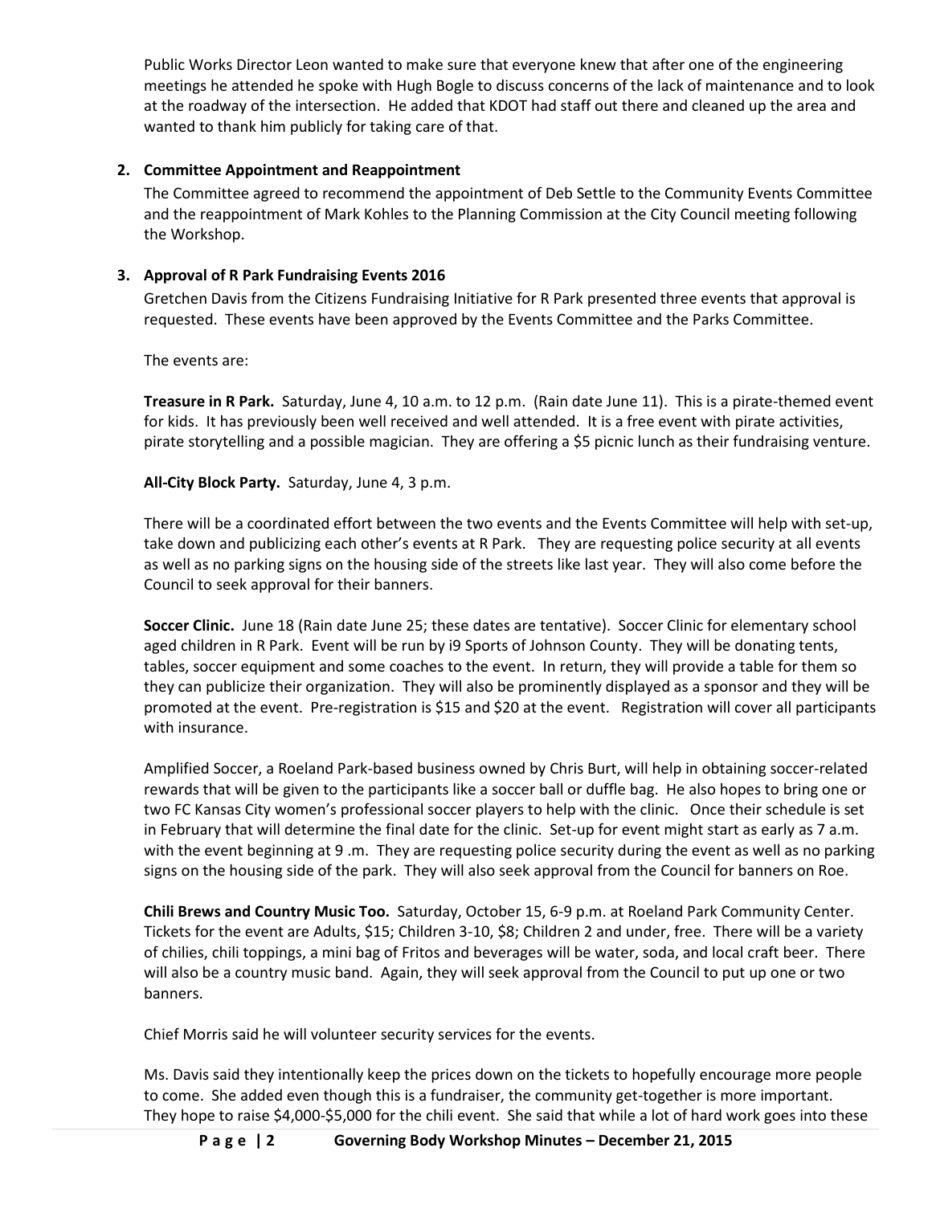Public Works Director Leon wanted to make sure that everyone knew that after one of the engineering meetings he attended he spoke with Hugh Bogle to discuss concerns of the lack of maintenance and to look at the roadway of the intersection. He added that KDOT had staff out there and cleaned up the area and wanted to thank him publicly for taking care of that.

**2. Committee Appointment and Reappointment**

The Committee agreed to recommend the appointment of Deb Settle to the Community Events Committee and the reappointment of Mark Kohles to the Planning Commission at the City Council meeting following the Workshop.

**3. Approval of R Park Fundraising Events 2016**

Gretchen Davis from the Citizens Fundraising Initiative for R Park presented three events that approval is requested. These events have been approved by the Events Committee and the Parks Committee.

The events are:

**Treasure in R Park.** Saturday, June 4, 10 a.m. to 12 p.m. (Rain date June 11). This is a pirate-themed event for kids. It has previously been well received and well attended. It is a free event with pirate activities, pirate storytelling and a possible magician. They are offering a $5 picnic lunch as their fundraising venture.

**All-City Block Party.** Saturday, June 4, 3 p.m.

There will be a coordinated effort between the two events and the Events Committee will help with set-up, take down and publicizing each other's events at R Park. They are requesting police security at all events as well as no parking signs on the housing side of the streets like last year. They will also come before the Council to seek approval for their banners.

**Soccer Clinic.** June 18 (Rain date June 25; these dates are tentative). Soccer Clinic for elementary school aged children in R Park. Event will be run by i9 Sports of Johnson County. They will be donating tents, tables, soccer equipment and some coaches to the event. In return, they will provide a table for them so they can publicize their organization. They will also be prominently displayed as a sponsor and they will be promoted at the event. Pre-registration is $15 and $20 at the event. Registration will cover all participants with insurance.

Amplified Soccer, a Roeland Park-based business owned by Chris Burt, will help in obtaining soccer-related rewards that will be given to the participants like a soccer ball or duffle bag. He also hopes to bring one or two FC Kansas City women's professional soccer players to help with the clinic. Once their schedule is set in February that will determine the final date for the clinic. Set-up for event might start as early as 7 a.m. with the event beginning at 9 .m. They are requesting police security during the event as well as no parking signs on the housing side of the park. They will also seek approval from the Council for banners on Roe.

**Chili Brews and Country Music Too.** Saturday, October 15, 6-9 p.m. at Roeland Park Community Center. Tickets for the event are Adults, $15; Children 3-10, $8; Children 2 and under, free. There will be a variety of chilies, chili toppings, a mini bag of Fritos and beverages will be water, soda, and local craft beer. There will also be a country music band. Again, they will seek approval from the Council to put up one or two banners.

Chief Morris said he will volunteer security services for the events.

Ms. Davis said they intentionally keep the prices down on the tickets to hopefully encourage more people to come. She added even though this is a fundraiser, the community get-together is more important. They hope to raise $4,000-$5,000 for the chili event. She said that while a lot of hard work goes into these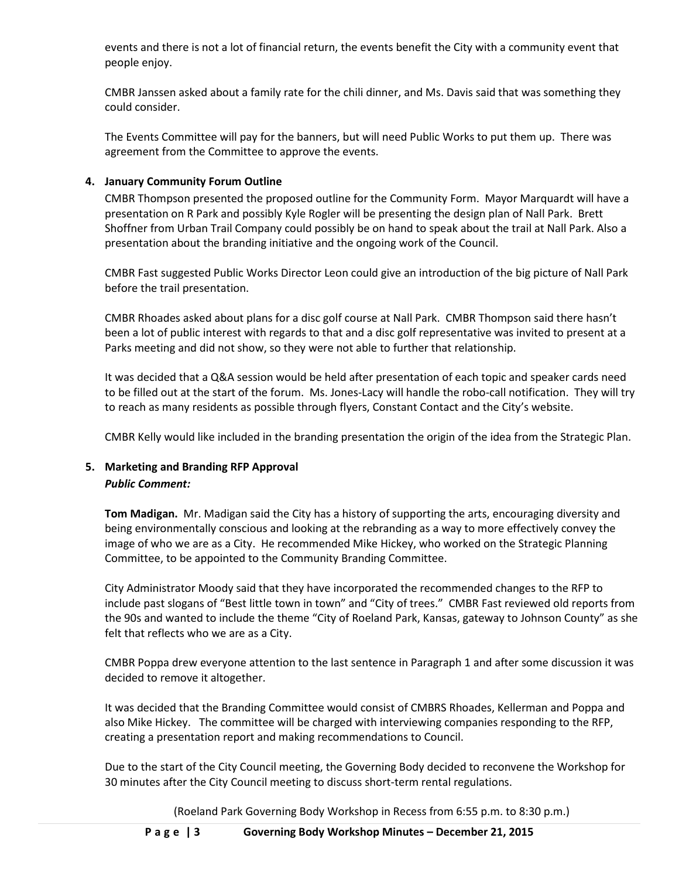events and there is not a lot of financial return, the events benefit the City with a community event that people enjoy.

CMBR Janssen asked about a family rate for the chili dinner, and Ms. Davis said that was something they could consider.

The Events Committee will pay for the banners, but will need Public Works to put them up. There was agreement from the Committee to approve the events.

**4. January Community Forum Outline**

CMBR Thompson presented the proposed outline for the Community Form. Mayor Marquardt will have a presentation on R Park and possibly Kyle Rogler will be presenting the design plan of Nall Park. Brett Shoffner from Urban Trail Company could possibly be on hand to speak about the trail at Nall Park. Also a presentation about the branding initiative and the ongoing work of the Council.

CMBR Fast suggested Public Works Director Leon could give an introduction of the big picture of Nall Park before the trail presentation.

CMBR Rhoades asked about plans for a disc golf course at Nall Park. CMBR Thompson said there hasn't been a lot of public interest with regards to that and a disc golf representative was invited to present at a Parks meeting and did not show, so they were not able to further that relationship.

It was decided that a Q&A session would be held after presentation of each topic and speaker cards need to be filled out at the start of the forum. Ms. Jones-Lacy will handle the robo-call notification. They will try to reach as many residents as possible through flyers, Constant Contact and the City's website.

CMBR Kelly would like included in the branding presentation the origin of the idea from the Strategic Plan.

**5. Marketing and Branding RFP Approval**

***Public Comment:***

**Tom Madigan.** Mr. Madigan said the City has a history of supporting the arts, encouraging diversity and being environmentally conscious and looking at the rebranding as a way to more effectively convey the image of who we are as a City. He recommended Mike Hickey, who worked on the Strategic Planning Committee, to be appointed to the Community Branding Committee.

City Administrator Moody said that they have incorporated the recommended changes to the RFP to include past slogans of "Best little town in town" and "City of trees." CMBR Fast reviewed old reports from the 90s and wanted to include the theme "City of Roeland Park, Kansas, gateway to Johnson County" as she felt that reflects who we are as a City.

CMBR Poppa drew everyone attention to the last sentence in Paragraph 1 and after some discussion it was decided to remove it altogether.

It was decided that the Branding Committee would consist of CMBRS Rhoades, Kellerman and Poppa and also Mike Hickey. The committee will be charged with interviewing companies responding to the RFP, creating a presentation report and making recommendations to Council.

Due to the start of the City Council meeting, the Governing Body decided to reconvene the Workshop for 30 minutes after the City Council meeting to discuss short-term rental regulations.

(Roeland Park Governing Body Workshop in Recess from 6:55 p.m. to 8:30 p.m.)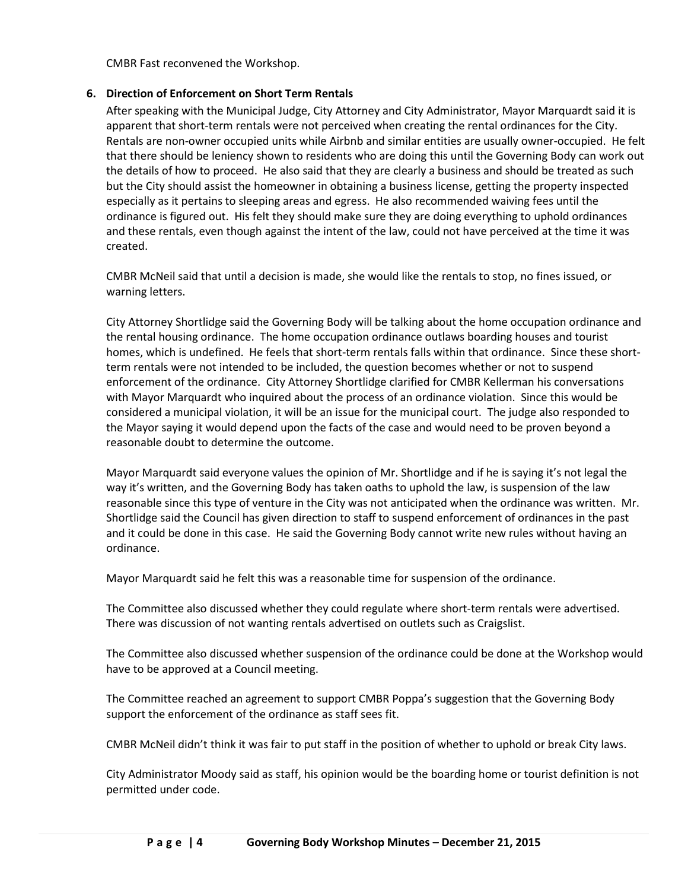CMBR Fast reconvened the Workshop.

6. **Direction of Enforcement on Short Term Rentals**

After speaking with the Municipal Judge, City Attorney and City Administrator, Mayor Marquardt said it is apparent that short-term rentals were not perceived when creating the rental ordinances for the City. Rentals are non-owner occupied units while Airbnb and similar entities are usually owner-occupied. He felt that there should be leniency shown to residents who are doing this until the Governing Body can work out the details of how to proceed. He also said that they are clearly a business and should be treated as such but the City should assist the homeowner in obtaining a business license, getting the property inspected especially as it pertains to sleeping areas and egress. He also recommended waiving fees until the ordinance is figured out. His felt they should make sure they are doing everything to uphold ordinances and these rentals, even though against the intent of the law, could not have perceived at the time it was created.

CMBR McNeil said that until a decision is made, she would like the rentals to stop, no fines issued, or warning letters.

City Attorney Shortlidge said the Governing Body will be talking about the home occupation ordinance and the rental housing ordinance. The home occupation ordinance outlaws boarding houses and tourist homes, which is undefined. He feels that short-term rentals falls within that ordinance. Since these short-term rentals were not intended to be included, the question becomes whether or not to suspend enforcement of the ordinance. City Attorney Shortlidge clarified for CMBR Kellerman his conversations with Mayor Marquardt who inquired about the process of an ordinance violation. Since this would be considered a municipal violation, it will be an issue for the municipal court. The judge also responded to the Mayor saying it would depend upon the facts of the case and would need to be proven beyond a reasonable doubt to determine the outcome.

Mayor Marquardt said everyone values the opinion of Mr. Shortlidge and if he is saying it's not legal the way it's written, and the Governing Body has taken oaths to uphold the law, is suspension of the law reasonable since this type of venture in the City was not anticipated when the ordinance was written. Mr. Shortlidge said the Council has given direction to staff to suspend enforcement of ordinances in the past and it could be done in this case. He said the Governing Body cannot write new rules without having an ordinance.

Mayor Marquardt said he felt this was a reasonable time for suspension of the ordinance.

The Committee also discussed whether they could regulate where short-term rentals were advertised. There was discussion of not wanting rentals advertised on outlets such as Craigslist.

The Committee also discussed whether suspension of the ordinance could be done at the Workshop would have to be approved at a Council meeting.

The Committee reached an agreement to support CMBR Poppa's suggestion that the Governing Body support the enforcement of the ordinance as staff sees fit.

CMBR McNeil didn't think it was fair to put staff in the position of whether to uphold or break City laws.

City Administrator Moody said as staff, his opinion would be the boarding home or tourist definition is not permitted under code.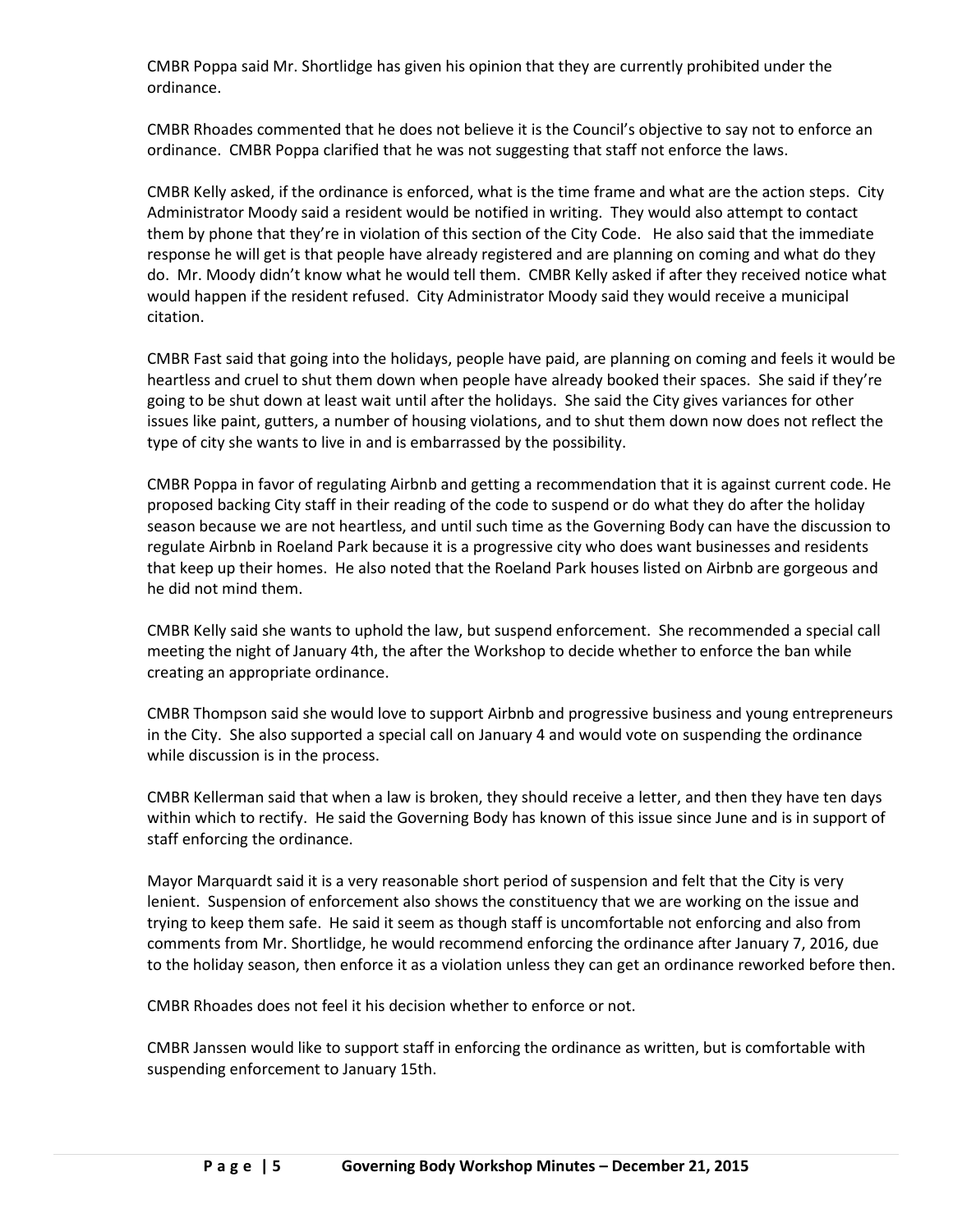CMBR Poppa said Mr. Shortlidge has given his opinion that they are currently prohibited under the ordinance.

CMBR Rhoades commented that he does not believe it is the Council's objective to say not to enforce an ordinance. CMBR Poppa clarified that he was not suggesting that staff not enforce the laws.

CMBR Kelly asked, if the ordinance is enforced, what is the time frame and what are the action steps. City Administrator Moody said a resident would be notified in writing. They would also attempt to contact them by phone that they're in violation of this section of the City Code. He also said that the immediate response he will get is that people have already registered and are planning on coming and what do they do. Mr. Moody didn't know what he would tell them. CMBR Kelly asked if after they received notice what would happen if the resident refused. City Administrator Moody said they would receive a municipal citation.

CMBR Fast said that going into the holidays, people have paid, are planning on coming and feels it would be heartless and cruel to shut them down when people have already booked their spaces. She said if they're going to be shut down at least wait until after the holidays. She said the City gives variances for other issues like paint, gutters, a number of housing violations, and to shut them down now does not reflect the type of city she wants to live in and is embarrassed by the possibility.

CMBR Poppa in favor of regulating Airbnb and getting a recommendation that it is against current code. He proposed backing City staff in their reading of the code to suspend or do what they do after the holiday season because we are not heartless, and until such time as the Governing Body can have the discussion to regulate Airbnb in Roeland Park because it is a progressive city who does want businesses and residents that keep up their homes. He also noted that the Roeland Park houses listed on Airbnb are gorgeous and he did not mind them.

CMBR Kelly said she wants to uphold the law, but suspend enforcement. She recommended a special call meeting the night of January 4th, the after the Workshop to decide whether to enforce the ban while creating an appropriate ordinance.

CMBR Thompson said she would love to support Airbnb and progressive business and young entrepreneurs in the City. She also supported a special call on January 4 and would vote on suspending the ordinance while discussion is in the process.

CMBR Kellerman said that when a law is broken, they should receive a letter, and then they have ten days within which to rectify. He said the Governing Body has known of this issue since June and is in support of staff enforcing the ordinance.

Mayor Marquardt said it is a very reasonable short period of suspension and felt that the City is very lenient. Suspension of enforcement also shows the constituency that we are working on the issue and trying to keep them safe. He said it seem as though staff is uncomfortable not enforcing and also from comments from Mr. Shortlidge, he would recommend enforcing the ordinance after January 7, 2016, due to the holiday season, then enforce it as a violation unless they can get an ordinance reworked before then.

CMBR Rhoades does not feel it his decision whether to enforce or not.

CMBR Janssen would like to support staff in enforcing the ordinance as written, but is comfortable with suspending enforcement to January 15th.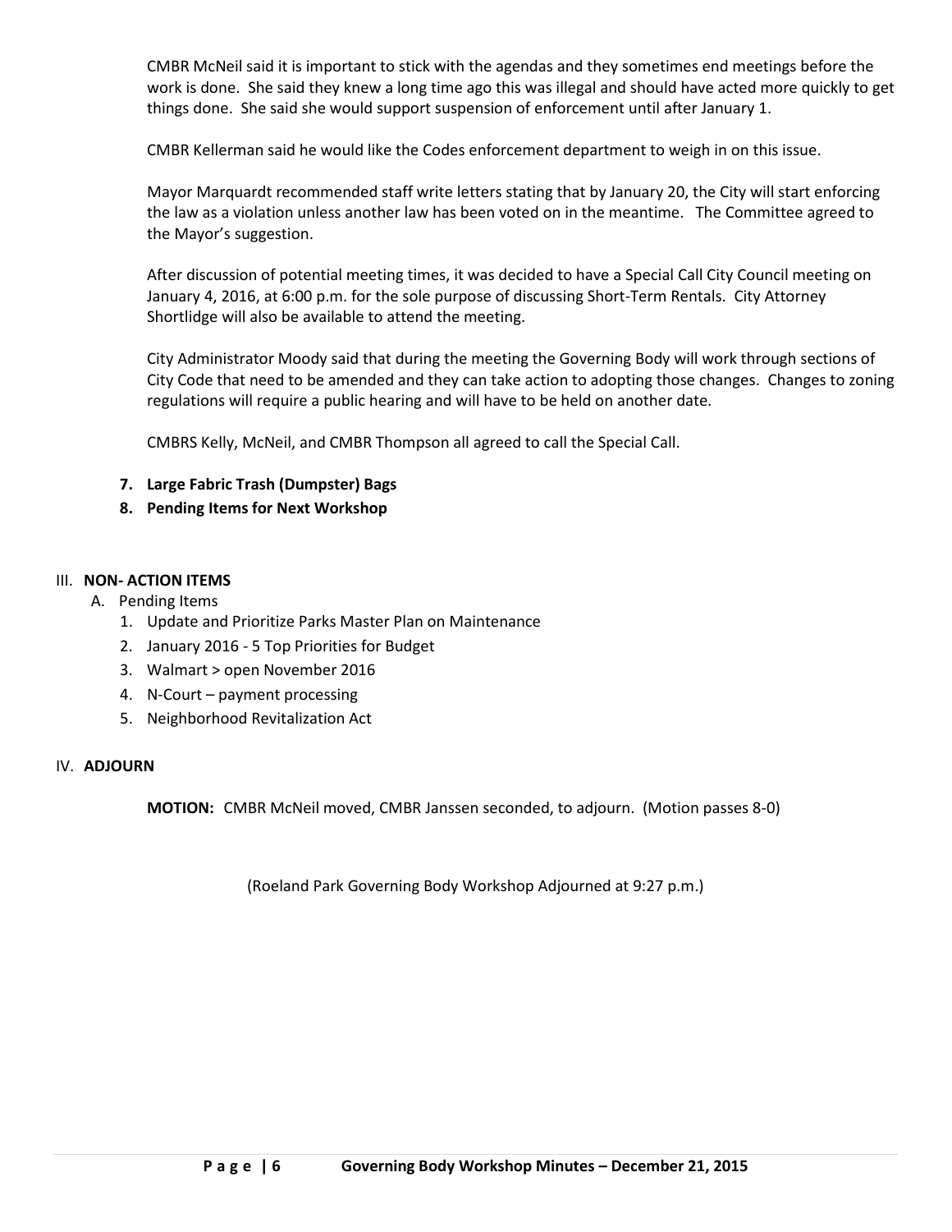CMBR McNeil said it is important to stick with the agendas and they sometimes end meetings before the work is done. She said they knew a long time ago this was illegal and should have acted more quickly to get things done. She said she would support suspension of enforcement until after January 1.

CMBR Kellerman said he would like the Codes enforcement department to weigh in on this issue.

Mayor Marquardt recommended staff write letters stating that by January 20, the City will start enforcing the law as a violation unless another law has been voted on in the meantime. The Committee agreed to the Mayor's suggestion.

After discussion of potential meeting times, it was decided to have a Special Call City Council meeting on January 4, 2016, at 6:00 p.m. for the sole purpose of discussing Short-Term Rentals. City Attorney Shortlidge will also be available to attend the meeting.

City Administrator Moody said that during the meeting the Governing Body will work through sections of City Code that need to be amended and they can take action to adopting those changes. Changes to zoning regulations will require a public hearing and will have to be held on another date.

CMBRS Kelly, McNeil, and CMBR Thompson all agreed to call the Special Call.

7. **Large Fabric Trash (Dumpster) Bags**
8. **Pending Items for Next Workshop**

III. **NON- ACTION ITEMS**

A. Pending Items

1. Update and Prioritize Parks Master Plan on Maintenance
2. January 2016 - 5 Top Priorities for Budget
3. Walmart > open November 2016
4. N-Court – payment processing
5. Neighborhood Revitalization Act

IV. **ADJOURN**

**MOTION:** CMBR McNeil moved, CMBR Janssen seconded, to adjourn. (Motion passes 8-0)

(Roeland Park Governing Body Workshop Adjourned at 9:27 p.m.)